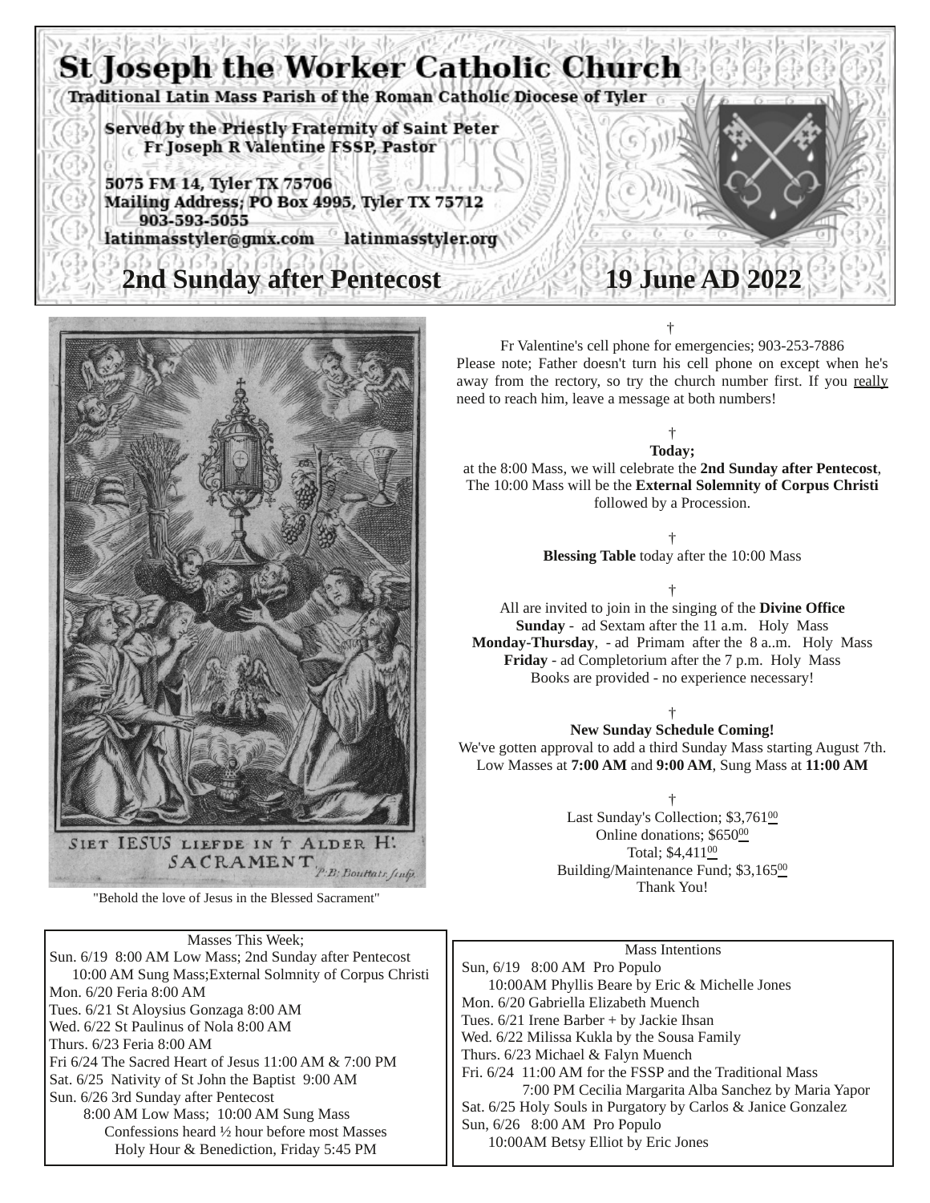# St Joseph the Worker Catholic Church

**Traditional Latin Mass Parish of the Roman Catholic Diocese of Tyler**

**Served by the Priestly Fraternity of Saint Peter**
**Fr Joseph R Valentine FSSP, Pastor**

**5075 FM 14, Tyler TX 75706**
**Mailing Address; PO Box 4995, Tyler TX 75712**
**903-593-5055**
**latinmasstyler@gmx.com latinmasstyler.org**

## 2nd Sunday after Pentecost — 19 June AD 2022

SIET IESUS LIEFDE IN 'T ALDER H: SACRAMENT

"Behold the love of Jesus in the Blessed Sacrament"

†

Fr Valentine's cell phone for emergencies; 903-253-7886
Please note; Father doesn't turn his cell phone on except when he's away from the rectory, so try the church number first. If you really need to reach him, leave a message at both numbers!

†

**Today;**
at the 8:00 Mass, we will celebrate the **2nd Sunday after Pentecost**,
The 10:00 Mass will be the **External Solemnity of Corpus Christi** followed by a Procession.

†

**Blessing Table** today after the 10:00 Mass

†

All are invited to join in the singing of the **Divine Office**
**Sunday** - ad Sextam after the 11 a.m. Holy Mass
**Monday-Thursday**, - ad Primam after the 8 a..m. Holy Mass
**Friday** - ad Completorium after the 7 p.m. Holy Mass
Books are provided - no experience necessary!

†

**New Sunday Schedule Coming!**
We've gotten approval to add a third Sunday Mass starting August 7th. Low Masses at **7:00 AM** and **9:00 AM**, Sung Mass at **11:00 AM**

†

Last Sunday's Collection; $3,761.00
Online donations; $650.00
Total; $4,411.00
Building/Maintenance Fund; $3,165.00
Thank You!

### Masses This Week;

Sun. 6/19 8:00 AM Low Mass; 2nd Sunday after Pentecost
10:00 AM Sung Mass;External Solmnity of Corpus Christi
Mon. 6/20 Feria 8:00 AM
Tues. 6/21 St Aloysius Gonzaga 8:00 AM
Wed. 6/22 St Paulinus of Nola 8:00 AM
Thurs. 6/23 Feria 8:00 AM
Fri 6/24 The Sacred Heart of Jesus 11:00 AM & 7:00 PM
Sat. 6/25 Nativity of St John the Baptist 9:00 AM
Sun. 6/26 3rd Sunday after Pentecost
8:00 AM Low Mass; 10:00 AM Sung Mass
Confessions heard ½ hour before most Masses
Holy Hour & Benediction, Friday 5:45 PM

### Mass Intentions

Sun, 6/19 8:00 AM Pro Populo
10:00AM Phyllis Beare by Eric & Michelle Jones
Mon. 6/20 Gabriella Elizabeth Muench
Tues. 6/21 Irene Barber + by Jackie Ihsan
Wed. 6/22 Milissa Kukla by the Sousa Family
Thurs. 6/23 Michael & Falyn Muench
Fri. 6/24 11:00 AM for the FSSP and the Traditional Mass
7:00 PM Cecilia Margarita Alba Sanchez by Maria Yapor
Sat. 6/25 Holy Souls in Purgatory by Carlos & Janice Gonzalez
Sun, 6/26 8:00 AM Pro Populo
10:00AM Betsy Elliot by Eric Jones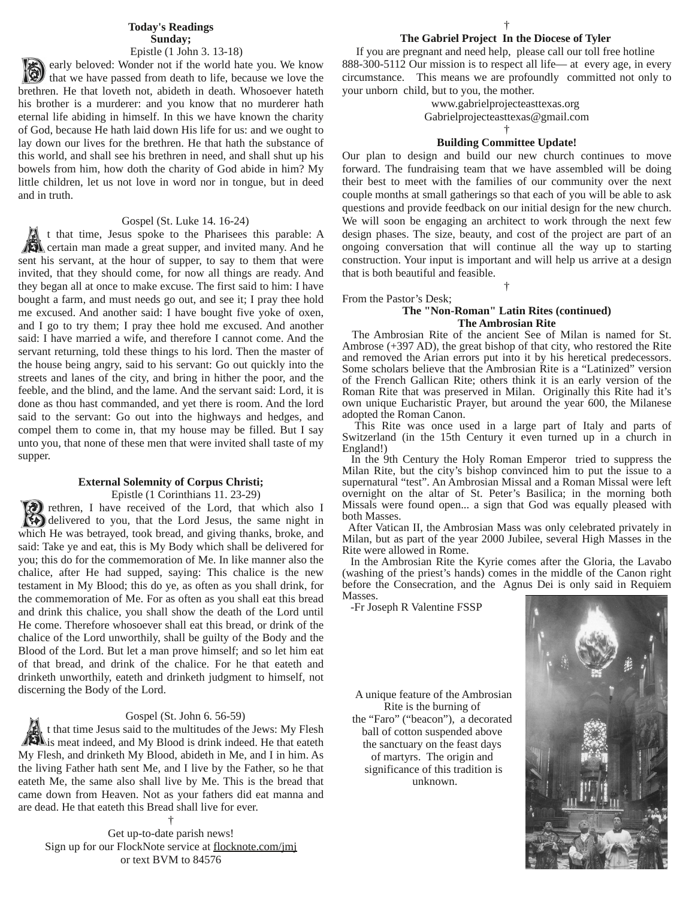**Today's Readings**

**Sunday;**

Epistle (1 John 3. 13-18)

Dearly beloved: Wonder not if the world hate you. We know that we have passed from death to life, because we love the brethren. He that loveth not, abideth in death. Whosoever hateth his brother is a murderer: and you know that no murderer hath eternal life abiding in himself. In this we have known the charity of God, because He hath laid down His life for us: and we ought to lay down our lives for the brethren. He that hath the substance of this world, and shall see his brethren in need, and shall shut up his bowels from him, how doth the charity of God abide in him? My little children, let us not love in word nor in tongue, but in deed and in truth.

Gospel (St. Luke 14. 16-24)

At that time, Jesus spoke to the Pharisees this parable: A certain man made a great supper, and invited many. And he sent his servant, at the hour of supper, to say to them that were invited, that they should come, for now all things are ready. And they began all at once to make excuse. The first said to him: I have bought a farm, and must needs go out, and see it; I pray thee hold me excused. And another said: I have bought five yoke of oxen, and I go to try them; I pray thee hold me excused. And another said: I have married a wife, and therefore I cannot come. And the servant returning, told these things to his lord. Then the master of the house being angry, said to his servant: Go out quickly into the streets and lanes of the city, and bring in hither the poor, and the feeble, and the blind, and the lame. And the servant said: Lord, it is done as thou hast commanded, and yet there is room. And the lord said to the servant: Go out into the highways and hedges, and compel them to come in, that my house may be filled. But I say unto you, that none of these men that were invited shall taste of my supper.

**External Solemnity of Corpus Christi;**

Epistle (1 Corinthians 11. 23-29)

Brethren, I have received of the Lord, that which also I delivered to you, that the Lord Jesus, the same night in which He was betrayed, took bread, and giving thanks, broke, and said: Take ye and eat, this is My Body which shall be delivered for you; this do for the commemoration of Me. In like manner also the chalice, after He had supped, saying: This chalice is the new testament in My Blood; this do ye, as often as you shall drink, for the commemoration of Me. For as often as you shall eat this bread and drink this chalice, you shall show the death of the Lord until He come. Therefore whosoever shall eat this bread, or drink of the chalice of the Lord unworthily, shall be guilty of the Body and the Blood of the Lord. But let a man prove himself; and so let him eat of that bread, and drink of the chalice. For he that eateth and drinketh unworthily, eateth and drinketh judgment to himself, not discerning the Body of the Lord.

Gospel (St. John 6. 56-59)

At that time Jesus said to the multitudes of the Jews: My Flesh is meat indeed, and My Blood is drink indeed. He that eateth My Flesh, and drinketh My Blood, abideth in Me, and I in him. As the living Father hath sent Me, and I live by the Father, so he that eateth Me, the same also shall live by Me. This is the bread that came down from Heaven. Not as your fathers did eat manna and are dead. He that eateth this Bread shall live for ever.

†

Get up-to-date parish news!
Sign up for our FlockNote service at flocknote.com/jmj
or text BVM to 84576

†

**The Gabriel Project In the Diocese of Tyler**

If you are pregnant and need help, please call our toll free hotline 888-300-5112 Our mission is to respect all life— at every age, in every circumstance. This means we are profoundly committed not only to your unborn child, but to you, the mother.

www.gabrielprojecteasttexas.org
Gabrielprojecteasttexas@gmail.com

†

**Building Committee Update!**

Our plan to design and build our new church continues to move forward. The fundraising team that we have assembled will be doing their best to meet with the families of our community over the next couple months at small gatherings so that each of you will be able to ask questions and provide feedback on our initial design for the new church. We will soon be engaging an architect to work through the next few design phases. The size, beauty, and cost of the project are part of an ongoing conversation that will continue all the way up to starting construction. Your input is important and will help us arrive at a design that is both beautiful and feasible.

†

From the Pastor's Desk;

**The "Non-Roman" Latin Rites (continued)**

**The Ambrosian Rite**

The Ambrosian Rite of the ancient See of Milan is named for St. Ambrose (+397 AD), the great bishop of that city, who restored the Rite and removed the Arian errors put into it by his heretical predecessors. Some scholars believe that the Ambrosian Rite is a "Latinized" version of the French Gallican Rite; others think it is an early version of the Roman Rite that was preserved in Milan. Originally this Rite had it's own unique Eucharistic Prayer, but around the year 600, the Milanese adopted the Roman Canon.

This Rite was once used in a large part of Italy and parts of Switzerland (in the 15th Century it even turned up in a church in England!)

In the 9th Century the Holy Roman Emperor tried to suppress the Milan Rite, but the city's bishop convinced him to put the issue to a supernatural "test". An Ambrosian Missal and a Roman Missal were left overnight on the altar of St. Peter's Basilica; in the morning both Missals were found open... a sign that God was equally pleased with both Masses.

After Vatican II, the Ambrosian Mass was only celebrated privately in Milan, but as part of the year 2000 Jubilee, several High Masses in the Rite were allowed in Rome.

In the Ambrosian Rite the Kyrie comes after the Gloria, the Lavabo (washing of the priest's hands) comes in the middle of the Canon right before the Consecration, and the Agnus Dei is only said in Requiem Masses.

-Fr Joseph R Valentine FSSP

A unique feature of the Ambrosian Rite is the burning of the "Faro" ("beacon"), a decorated ball of cotton suspended above the sanctuary on the feast days of martyrs. The origin and significance of this tradition is unknown.